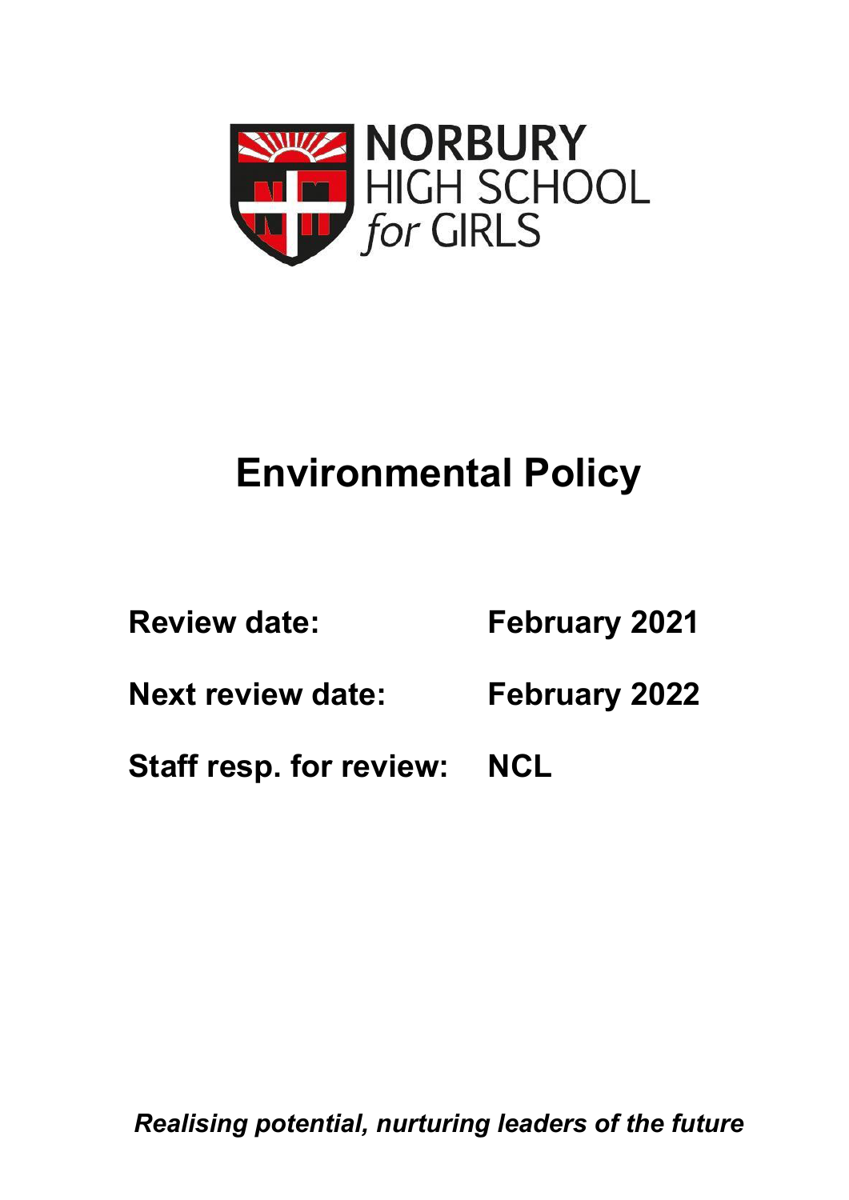NORBURY
HIGH SCHOOL
*for* GIRLS

# Environmental Policy

**Review date:** **February 2021**

**Next review date:** **February 2022**

**Staff resp. for review:** **NCL**

***Realising potential, nurturing leaders of the future***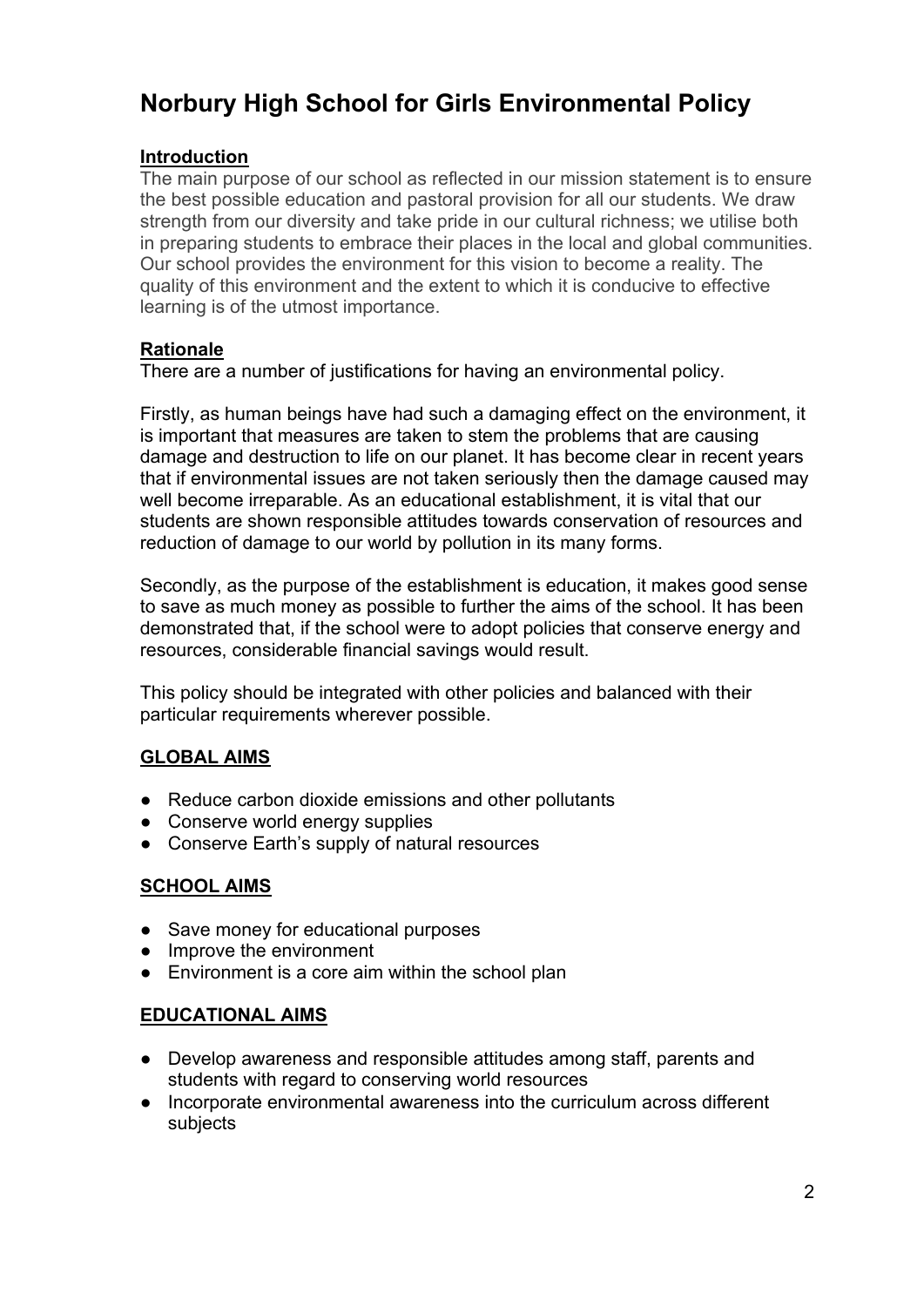# Norbury High School for Girls Environmental Policy

## Introduction

The main purpose of our school as reflected in our mission statement is to ensure the best possible education and pastoral provision for all our students. We draw strength from our diversity and take pride in our cultural richness; we utilise both in preparing students to embrace their places in the local and global communities. Our school provides the environment for this vision to become a reality. The quality of this environment and the extent to which it is conducive to effective learning is of the utmost importance.

## Rationale

There are a number of justifications for having an environmental policy.

Firstly, as human beings have had such a damaging effect on the environment, it is important that measures are taken to stem the problems that are causing damage and destruction to life on our planet. It has become clear in recent years that if environmental issues are not taken seriously then the damage caused may well become irreparable. As an educational establishment, it is vital that our students are shown responsible attitudes towards conservation of resources and reduction of damage to our world by pollution in its many forms.

Secondly, as the purpose of the establishment is education, it makes good sense to save as much money as possible to further the aims of the school. It has been demonstrated that, if the school were to adopt policies that conserve energy and resources, considerable financial savings would result.

This policy should be integrated with other policies and balanced with their particular requirements wherever possible.

## GLOBAL AIMS

- Reduce carbon dioxide emissions and other pollutants
- Conserve world energy supplies
- Conserve Earth's supply of natural resources

## SCHOOL AIMS

- Save money for educational purposes
- Improve the environment
- Environment is a core aim within the school plan

## EDUCATIONAL AIMS

- Develop awareness and responsible attitudes among staff, parents and students with regard to conserving world resources
- Incorporate environmental awareness into the curriculum across different subjects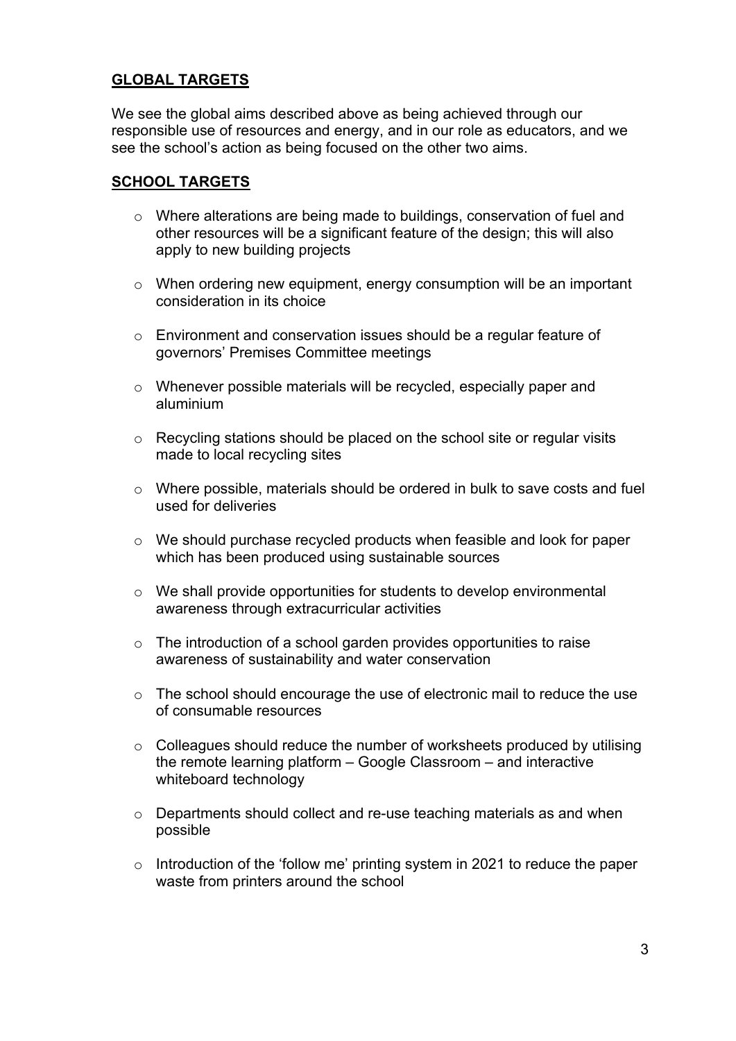## GLOBAL TARGETS

We see the global aims described above as being achieved through our responsible use of resources and energy, and in our role as educators, and we see the school's action as being focused on the other two aims.

## SCHOOL TARGETS

- Where alterations are being made to buildings, conservation of fuel and other resources will be a significant feature of the design; this will also apply to new building projects
- When ordering new equipment, energy consumption will be an important consideration in its choice
- Environment and conservation issues should be a regular feature of governors' Premises Committee meetings
- Whenever possible materials will be recycled, especially paper and aluminium
- Recycling stations should be placed on the school site or regular visits made to local recycling sites
- Where possible, materials should be ordered in bulk to save costs and fuel used for deliveries
- We should purchase recycled products when feasible and look for paper which has been produced using sustainable sources
- We shall provide opportunities for students to develop environmental awareness through extracurricular activities
- The introduction of a school garden provides opportunities to raise awareness of sustainability and water conservation
- The school should encourage the use of electronic mail to reduce the use of consumable resources
- Colleagues should reduce the number of worksheets produced by utilising the remote learning platform – Google Classroom – and interactive whiteboard technology
- Departments should collect and re-use teaching materials as and when possible
- Introduction of the 'follow me' printing system in 2021 to reduce the paper waste from printers around the school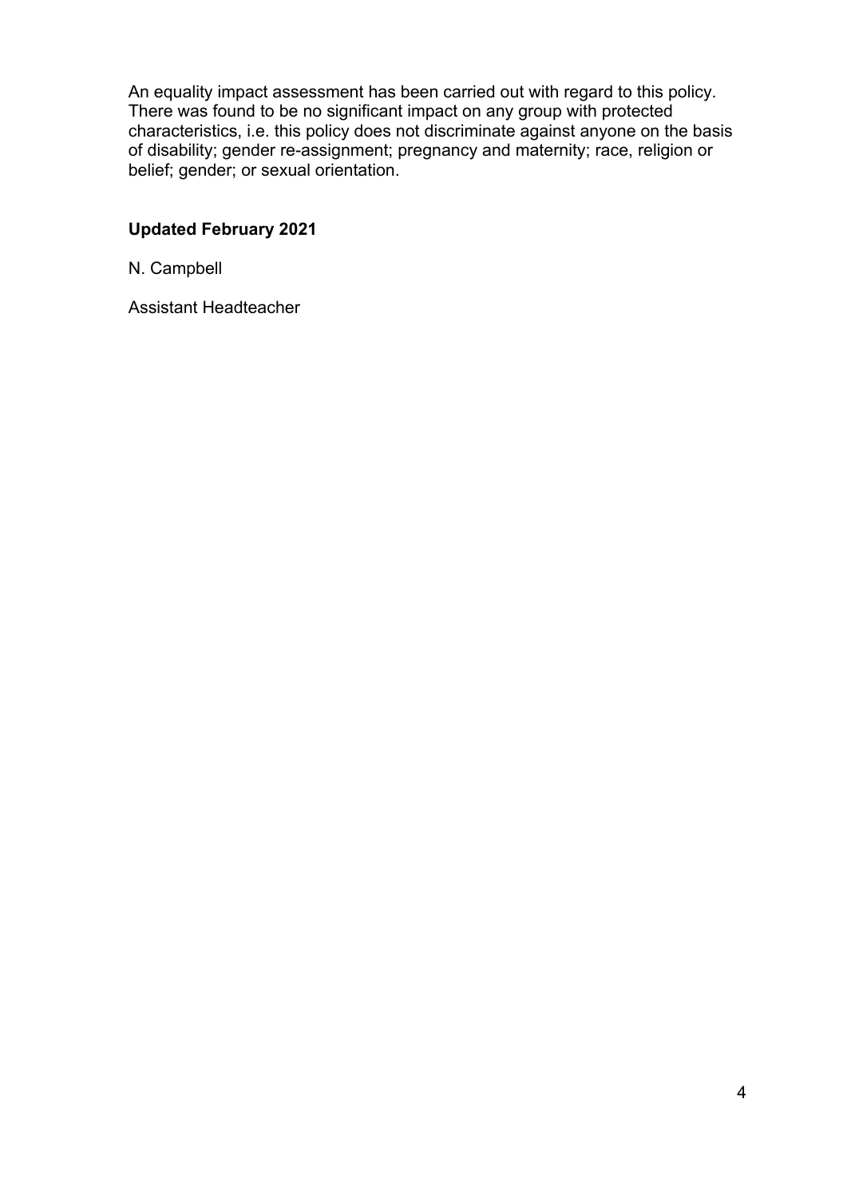An equality impact assessment has been carried out with regard to this policy. There was found to be no significant impact on any group with protected characteristics, i.e. this policy does not discriminate against anyone on the basis of disability; gender re-assignment; pregnancy and maternity; race, religion or belief; gender; or sexual orientation.

**Updated February 2021**

N. Campbell

Assistant Headteacher